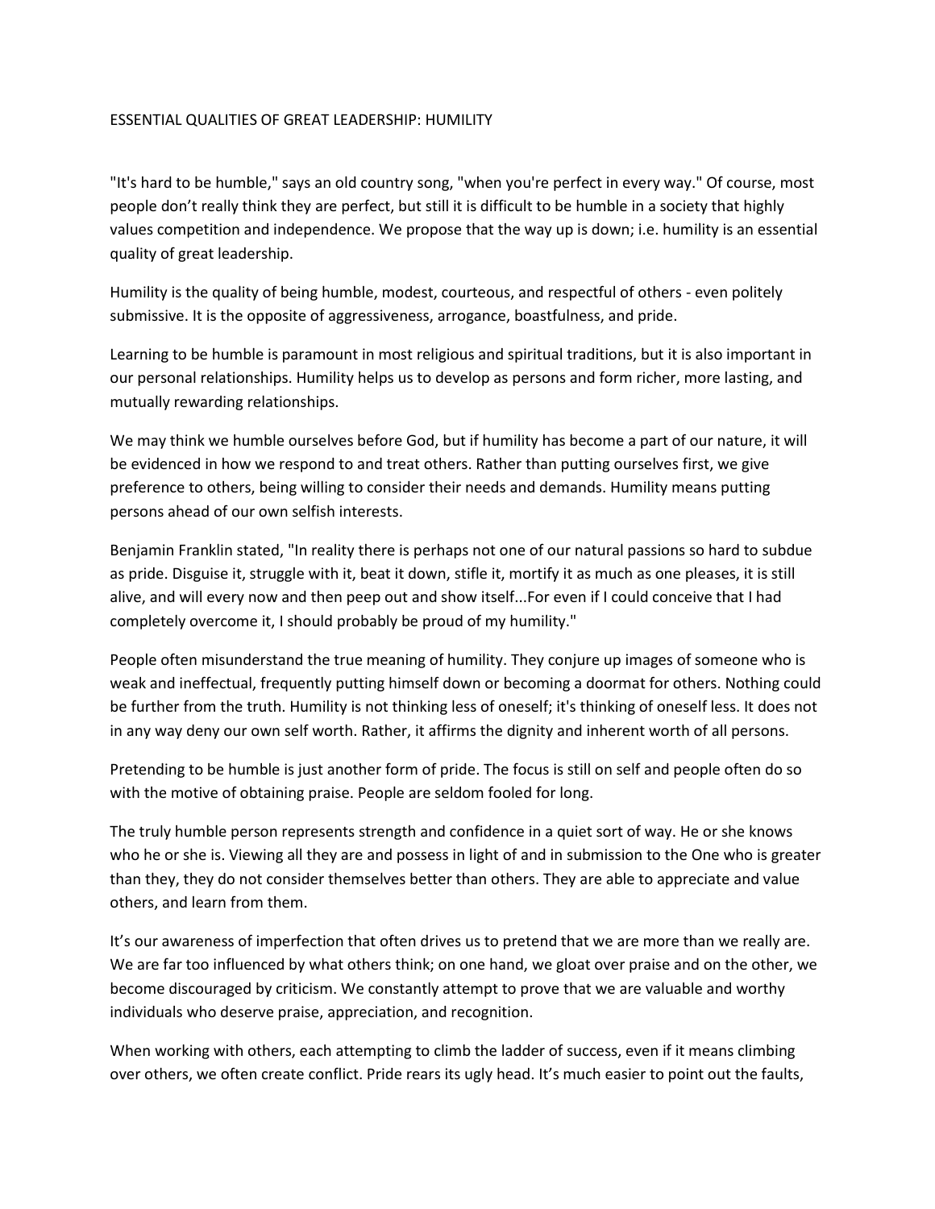# ESSENTIAL QUALITIES OF GREAT LEADERSHIP: HUMILITY

"It's hard to be humble," says an old country song, "when you're perfect in every way." Of course, most people don't really think they are perfect, but still it is difficult to be humble in a society that highly values competition and independence. We propose that the way up is down; i.e. humility is an essential quality of great leadership.

Humility is the quality of being humble, modest, courteous, and respectful of others - even politely submissive. It is the opposite of aggressiveness, arrogance, boastfulness, and pride.

Learning to be humble is paramount in most religious and spiritual traditions, but it is also important in our personal relationships. Humility helps us to develop as persons and form richer, more lasting, and mutually rewarding relationships.

We may think we humble ourselves before God, but if humility has become a part of our nature, it will be evidenced in how we respond to and treat others. Rather than putting ourselves first, we give preference to others, being willing to consider their needs and demands. Humility means putting persons ahead of our own selfish interests.

Benjamin Franklin stated, "In reality there is perhaps not one of our natural passions so hard to subdue as pride. Disguise it, struggle with it, beat it down, stifle it, mortify it as much as one pleases, it is still alive, and will every now and then peep out and show itself...For even if I could conceive that I had completely overcome it, I should probably be proud of my humility."

People often misunderstand the true meaning of humility. They conjure up images of someone who is weak and ineffectual, frequently putting himself down or becoming a doormat for others. Nothing could be further from the truth. Humility is not thinking less of oneself; it's thinking of oneself less. It does not in any way deny our own self worth. Rather, it affirms the dignity and inherent worth of all persons.

Pretending to be humble is just another form of pride. The focus is still on self and people often do so with the motive of obtaining praise. People are seldom fooled for long.

The truly humble person represents strength and confidence in a quiet sort of way. He or she knows who he or she is. Viewing all they are and possess in light of and in submission to the One who is greater than they, they do not consider themselves better than others. They are able to appreciate and value others, and learn from them.

It's our awareness of imperfection that often drives us to pretend that we are more than we really are. We are far too influenced by what others think; on one hand, we gloat over praise and on the other, we become discouraged by criticism. We constantly attempt to prove that we are valuable and worthy individuals who deserve praise, appreciation, and recognition.

When working with others, each attempting to climb the ladder of success, even if it means climbing over others, we often create conflict. Pride rears its ugly head. It's much easier to point out the faults,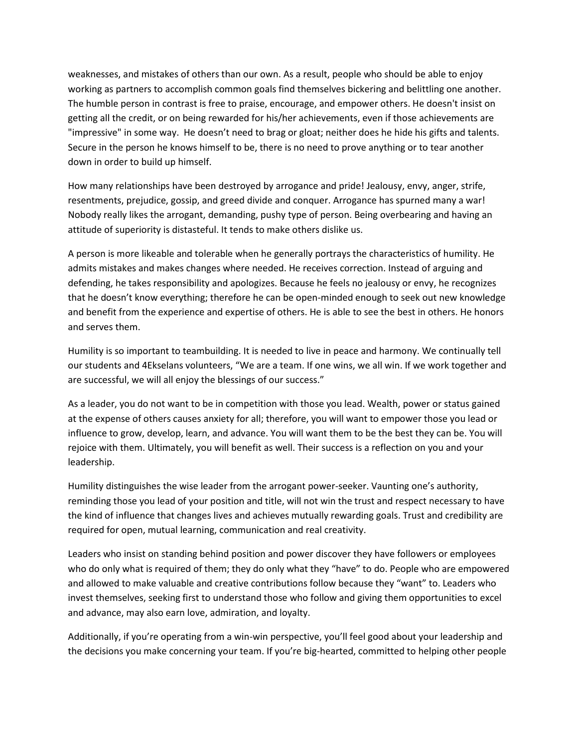weaknesses, and mistakes of others than our own. As a result, people who should be able to enjoy working as partners to accomplish common goals find themselves bickering and belittling one another. The humble person in contrast is free to praise, encourage, and empower others. He doesn't insist on getting all the credit, or on being rewarded for his/her achievements, even if those achievements are "impressive" in some way. He doesn't need to brag or gloat; neither does he hide his gifts and talents. Secure in the person he knows himself to be, there is no need to prove anything or to tear another down in order to build up himself.

How many relationships have been destroyed by arrogance and pride! Jealousy, envy, anger, strife, resentments, prejudice, gossip, and greed divide and conquer. Arrogance has spurned many a war! Nobody really likes the arrogant, demanding, pushy type of person. Being overbearing and having an attitude of superiority is distasteful. It tends to make others dislike us.

A person is more likeable and tolerable when he generally portrays the characteristics of humility. He admits mistakes and makes changes where needed. He receives correction. Instead of arguing and defending, he takes responsibility and apologizes. Because he feels no jealousy or envy, he recognizes that he doesn't know everything; therefore he can be open-minded enough to seek out new knowledge and benefit from the experience and expertise of others. He is able to see the best in others. He honors and serves them.

Humility is so important to teambuilding. It is needed to live in peace and harmony. We continually tell our students and 4Ekselans volunteers, "We are a team. If one wins, we all win. If we work together and are successful, we will all enjoy the blessings of our success."

As a leader, you do not want to be in competition with those you lead. Wealth, power or status gained at the expense of others causes anxiety for all; therefore, you will want to empower those you lead or influence to grow, develop, learn, and advance. You will want them to be the best they can be. You will rejoice with them. Ultimately, you will benefit as well. Their success is a reflection on you and your leadership.

Humility distinguishes the wise leader from the arrogant power-seeker. Vaunting one's authority, reminding those you lead of your position and title, will not win the trust and respect necessary to have the kind of influence that changes lives and achieves mutually rewarding goals. Trust and credibility are required for open, mutual learning, communication and real creativity.

Leaders who insist on standing behind position and power discover they have followers or employees who do only what is required of them; they do only what they "have" to do. People who are empowered and allowed to make valuable and creative contributions follow because they "want" to. Leaders who invest themselves, seeking first to understand those who follow and giving them opportunities to excel and advance, may also earn love, admiration, and loyalty.

Additionally, if you're operating from a win-win perspective, you'll feel good about your leadership and the decisions you make concerning your team. If you're big-hearted, committed to helping other people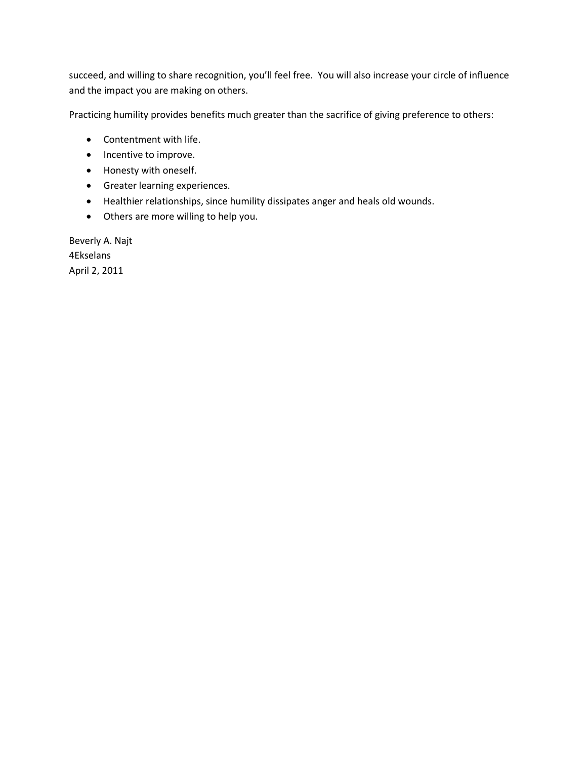succeed, and willing to share recognition, you'll feel free. You will also increase your circle of influence and the impact you are making on others.

Practicing humility provides benefits much greater than the sacrifice of giving preference to others:

- Contentment with life.
- Incentive to improve.
- Honesty with oneself.
- Greater learning experiences.
- Healthier relationships, since humility dissipates anger and heals old wounds.
- Others are more willing to help you.

Beverly A. Najt
4Ekselans
April 2, 2011